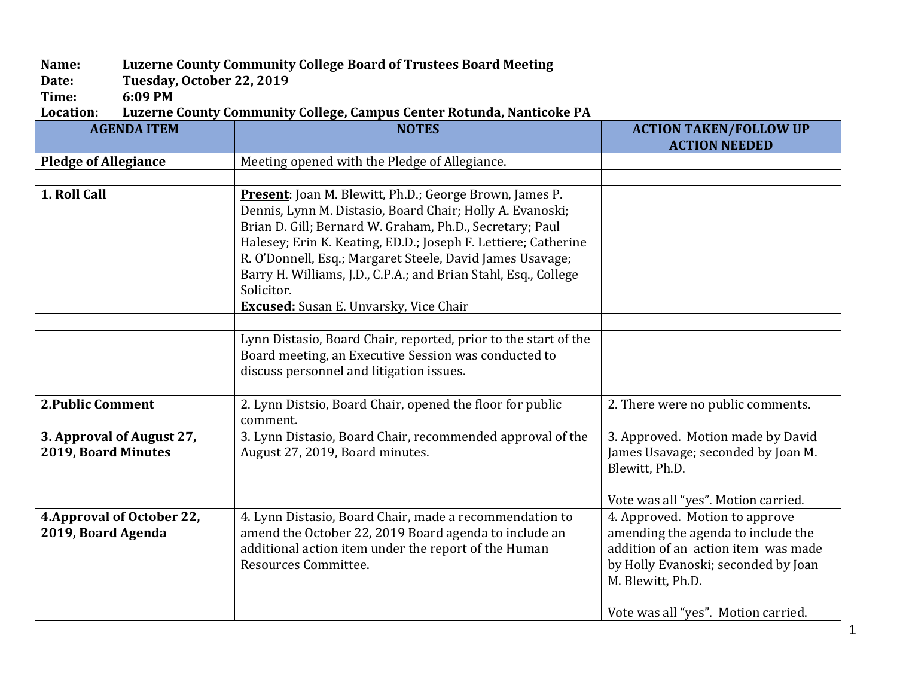**Name:** Luzerne County Community College Board of Trustees Board Meeting
**Date:** Tuesday, October 22, 2019
**Time:** 6:09 PM
**Location:** Luzerne County Community College, Campus Center Rotunda, Nanticoke PA

| AGENDA ITEM | NOTES | ACTION TAKEN/FOLLOW UP ACTION NEEDED |
|---|---|---|
| **Pledge of Allegiance** | Meeting opened with the Pledge of Allegiance. | |
| | | |
| **1. Roll Call** | **Present**: Joan M. Blewitt, Ph.D.; George Brown, James P. Dennis, Lynn M. Distasio, Board Chair; Holly A. Evanoski; Brian D. Gill; Bernard W. Graham, Ph.D., Secretary; Paul Halesey; Erin K. Keating, ED.D.; Joseph F. Lettiere; Catherine R. O'Donnell, Esq.; Margaret Steele, David James Usavage; Barry H. Williams, J.D., C.P.A.; and Brian Stahl, Esq., College Solicitor.<br>**Excused:** Susan E. Unvarsky, Vice Chair | |
| | | |
| | Lynn Distasio, Board Chair, reported, prior to the start of the Board meeting, an Executive Session was conducted to discuss personnel and litigation issues. | |
| | | |
| **2.Public Comment** | 2. Lynn Distsio, Board Chair, opened the floor for public comment. | 2. There were no public comments. |
| **3. Approval of August 27, 2019, Board Minutes** | 3. Lynn Distasio, Board Chair, recommended approval of the August 27, 2019, Board minutes. | 3. Approved. Motion made by David James Usavage; seconded by Joan M. Blewitt, Ph.D.<br><br>Vote was all "yes". Motion carried. |
| **4.Approval of October 22, 2019, Board Agenda** | 4. Lynn Distasio, Board Chair, made a recommendation to amend the October 22, 2019 Board agenda to include an additional action item under the report of the Human Resources Committee. | 4. Approved. Motion to approve amending the agenda to include the addition of an action item was made by Holly Evanoski; seconded by Joan M. Blewitt, Ph.D.<br><br>Vote was all "yes". Motion carried. |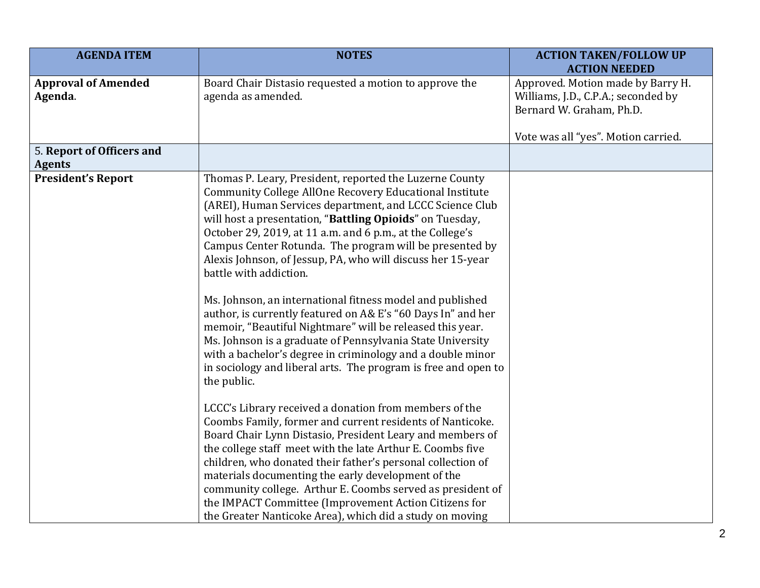| AGENDA ITEM | NOTES | ACTION TAKEN/FOLLOW UP ACTION NEEDED |
|---|---|---|
| **Approval of Amended Agenda**. | Board Chair Distasio requested a motion to approve the agenda as amended. | Approved. Motion made by Barry H. Williams, J.D., C.P.A.; seconded by Bernard W. Graham, Ph.D.<br><br>Vote was all "yes". Motion carried. |
| 5. **Report of Officers and Agents** | | |
| **President's Report** | Thomas P. Leary, President, reported the Luzerne County Community College AllOne Recovery Educational Institute (AREI), Human Services department, and LCCC Science Club will host a presentation, "**Battling Opioids**" on Tuesday, October 29, 2019, at 11 a.m. and 6 p.m., at the College's Campus Center Rotunda. The program will be presented by Alexis Johnson, of Jessup, PA, who will discuss her 15-year battle with addiction.<br><br>Ms. Johnson, an international fitness model and published author, is currently featured on A& E's "60 Days In" and her memoir, "Beautiful Nightmare" will be released this year. Ms. Johnson is a graduate of Pennsylvania State University with a bachelor's degree in criminology and a double minor in sociology and liberal arts. The program is free and open to the public.<br><br>LCCC's Library received a donation from members of the Coombs Family, former and current residents of Nanticoke. Board Chair Lynn Distasio, President Leary and members of the college staff meet with the late Arthur E. Coombs five children, who donated their father's personal collection of materials documenting the early development of the community college. Arthur E. Coombs served as president of the IMPACT Committee (Improvement Action Citizens for the Greater Nanticoke Area), which did a study on moving | |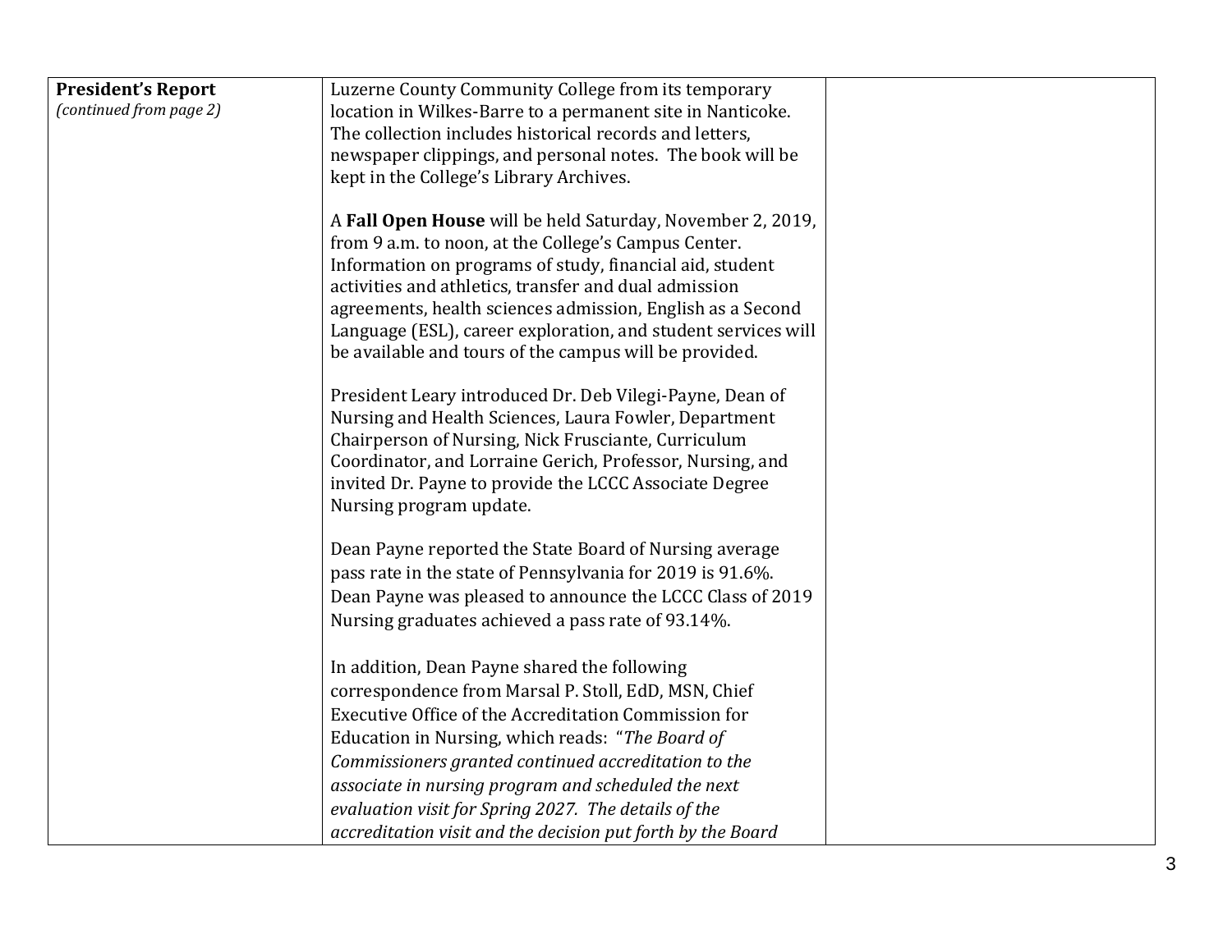| **President's Report** *(continued from page 2)* | Luzerne County Community College from its temporary location in Wilkes-Barre to a permanent site in Nanticoke. The collection includes historical records and letters, newspaper clippings, and personal notes. The book will be kept in the College's Library Archives.<br><br>A **Fall Open House** will be held Saturday, November 2, 2019, from 9 a.m. to noon, at the College's Campus Center. Information on programs of study, financial aid, student activities and athletics, transfer and dual admission agreements, health sciences admission, English as a Second Language (ESL), career exploration, and student services will be available and tours of the campus will be provided.<br><br>President Leary introduced Dr. Deb Vilegi-Payne, Dean of Nursing and Health Sciences, Laura Fowler, Department Chairperson of Nursing, Nick Frusciante, Curriculum Coordinator, and Lorraine Gerich, Professor, Nursing, and invited Dr. Payne to provide the LCCC Associate Degree Nursing program update.<br><br>Dean Payne reported the State Board of Nursing average pass rate in the state of Pennsylvania for 2019 is 91.6%. Dean Payne was pleased to announce the LCCC Class of 2019 Nursing graduates achieved a pass rate of 93.14%.<br><br>In addition, Dean Payne shared the following correspondence from Marsal P. Stoll, EdD, MSN, Chief Executive Office of the Accreditation Commission for Education in Nursing, which reads: "*The Board of Commissioners granted continued accreditation to the associate in nursing program and scheduled the next evaluation visit for Spring 2027. The details of the accreditation visit and the decision put forth by the Board* | |
|---|---|---|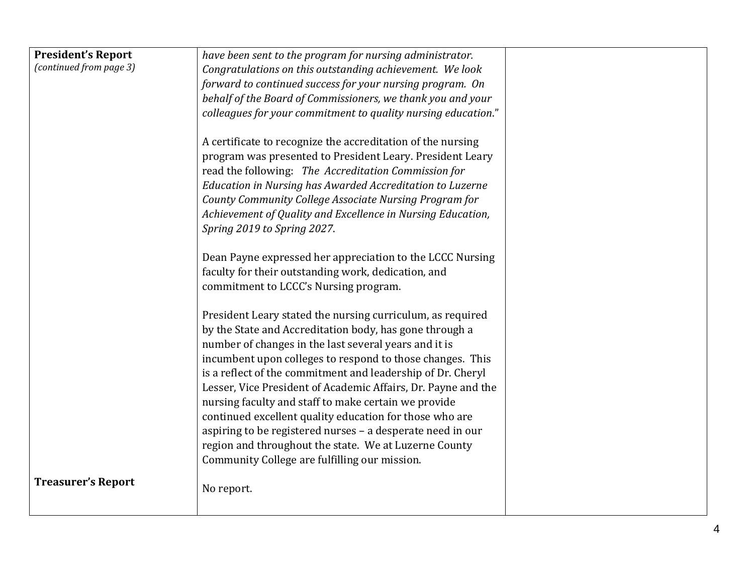| | | |
|---|---|---|
| **President's Report** *(continued from page 3)* | *have been sent to the program for nursing administrator. Congratulations on this outstanding achievement. We look forward to continued success for your nursing program. On behalf of the Board of Commissioners, we thank you and your colleagues for your commitment to quality nursing education.*"<br><br>A certificate to recognize the accreditation of the nursing program was presented to President Leary. President Leary read the following: *The Accreditation Commission for Education in Nursing has Awarded Accreditation to Luzerne County Community College Associate Nursing Program for Achievement of Quality and Excellence in Nursing Education, Spring 2019 to Spring 2027*.<br><br>Dean Payne expressed her appreciation to the LCCC Nursing faculty for their outstanding work, dedication, and commitment to LCCC's Nursing program.<br><br>President Leary stated the nursing curriculum, as required by the State and Accreditation body, has gone through a number of changes in the last several years and it is incumbent upon colleges to respond to those changes. This is a reflect of the commitment and leadership of Dr. Cheryl Lesser, Vice President of Academic Affairs, Dr. Payne and the nursing faculty and staff to make certain we provide continued excellent quality education for those who are aspiring to be registered nurses – a desperate need in our region and throughout the state. We at Luzerne County Community College are fulfilling our mission. | |
| **Treasurer's Report** | No report. | |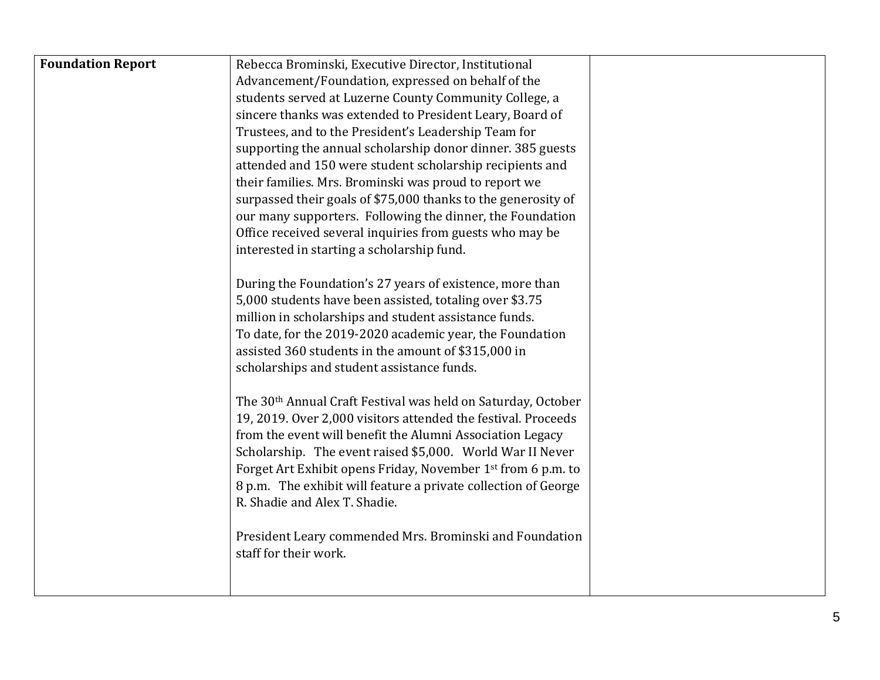| Foundation Report | Rebecca Brominski, Executive Director, Institutional Advancement/Foundation, expressed on behalf of the students served at Luzerne County Community College, a sincere thanks was extended to President Leary, Board of Trustees, and to the President's Leadership Team for supporting the annual scholarship donor dinner. 385 guests attended and 150 were student scholarship recipients and their families. Mrs. Brominski was proud to report we surpassed their goals of $75,000 thanks to the generosity of our many supporters. Following the dinner, the Foundation Office received several inquiries from guests who may be interested in starting a scholarship fund.<br><br>During the Foundation's 27 years of existence, more than 5,000 students have been assisted, totaling over $3.75 million in scholarships and student assistance funds. To date, for the 2019-2020 academic year, the Foundation assisted 360 students in the amount of $315,000 in scholarships and student assistance funds.<br><br>The 30th Annual Craft Festival was held on Saturday, October 19, 2019. Over 2,000 visitors attended the festival. Proceeds from the event will benefit the Alumni Association Legacy Scholarship. The event raised $5,000. World War II Never Forget Art Exhibit opens Friday, November 1st from 6 p.m. to 8 p.m. The exhibit will feature a private collection of George R. Shadie and Alex T. Shadie.<br><br>President Leary commended Mrs. Brominski and Foundation staff for their work. | |
|---|---|---|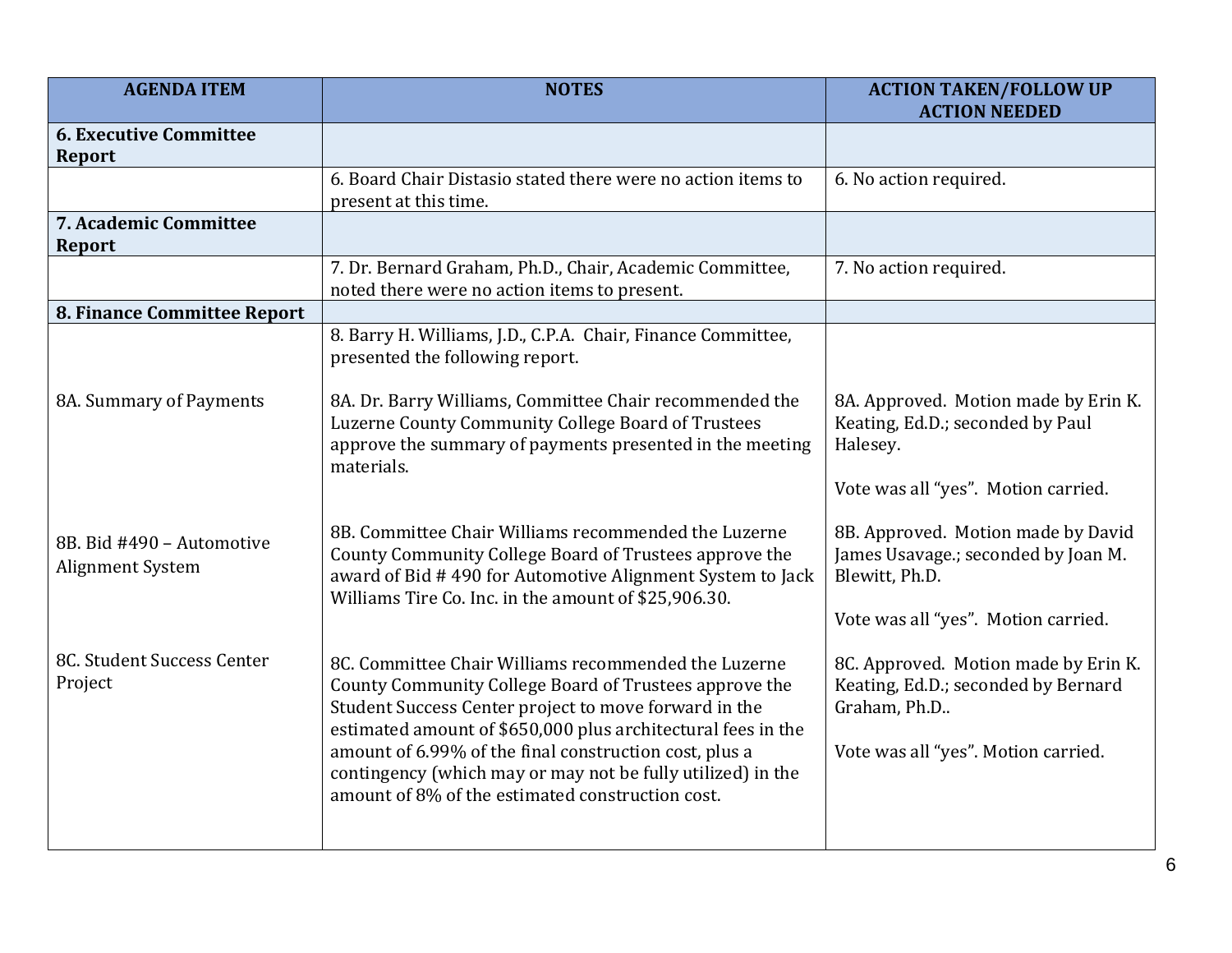| AGENDA ITEM | NOTES | ACTION TAKEN/FOLLOW UP ACTION NEEDED |
|---|---|---|
| **6. Executive Committee Report** | | |
| | 6. Board Chair Distasio stated there were no action items to present at this time. | 6. No action required. |
| **7. Academic Committee Report** | | |
| | 7. Dr. Bernard Graham, Ph.D., Chair, Academic Committee, noted there were no action items to present. | 7. No action required. |
| **8. Finance Committee Report** | | |
| | 8. Barry H. Williams, J.D., C.P.A. Chair, Finance Committee, presented the following report. | |
| 8A. Summary of Payments | 8A. Dr. Barry Williams, Committee Chair recommended the Luzerne County Community College Board of Trustees approve the summary of payments presented in the meeting materials. | 8A. Approved. Motion made by Erin K. Keating, Ed.D.; seconded by Paul Halesey.<br><br>Vote was all "yes". Motion carried. |
| 8B. Bid #490 – Automotive Alignment System | 8B. Committee Chair Williams recommended the Luzerne County Community College Board of Trustees approve the award of Bid # 490 for Automotive Alignment System to Jack Williams Tire Co. Inc. in the amount of $25,906.30. | 8B. Approved. Motion made by David James Usavage.; seconded by Joan M. Blewitt, Ph.D.<br><br>Vote was all "yes". Motion carried. |
| 8C. Student Success Center Project | 8C. Committee Chair Williams recommended the Luzerne County Community College Board of Trustees approve the Student Success Center project to move forward in the estimated amount of $650,000 plus architectural fees in the amount of 6.99% of the final construction cost, plus a contingency (which may or may not be fully utilized) in the amount of 8% of the estimated construction cost. | 8C. Approved. Motion made by Erin K. Keating, Ed.D.; seconded by Bernard Graham, Ph.D..<br><br>Vote was all "yes". Motion carried. |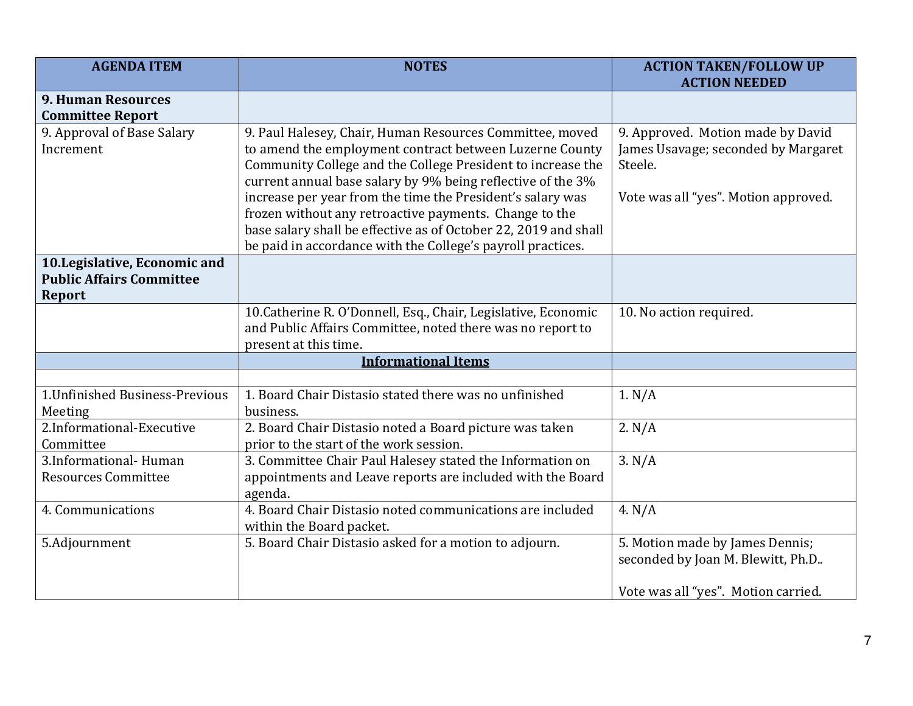| AGENDA ITEM | NOTES | ACTION TAKEN/FOLLOW UP ACTION NEEDED |
|---|---|---|
| **9. Human Resources Committee Report** | | |
| 9. Approval of Base Salary Increment | 9. Paul Halesey, Chair, Human Resources Committee, moved to amend the employment contract between Luzerne County Community College and the College President to increase the current annual base salary by 9% being reflective of the 3% increase per year from the time the President's salary was frozen without any retroactive payments. Change to the base salary shall be effective as of October 22, 2019 and shall be paid in accordance with the College's payroll practices. | 9. Approved. Motion made by David James Usavage; seconded by Margaret Steele.<br><br>Vote was all "yes". Motion approved. |
| **10.Legislative, Economic and Public Affairs Committee Report** | | |
| | 10.Catherine R. O'Donnell, Esq., Chair, Legislative, Economic and Public Affairs Committee, noted there was no report to present at this time. | 10. No action required. |
| | **Informational Items** | |
| | | |
| 1.Unfinished Business-Previous Meeting | 1. Board Chair Distasio stated there was no unfinished business. | 1. N/A |
| 2.Informational-Executive Committee | 2. Board Chair Distasio noted a Board picture was taken prior to the start of the work session. | 2. N/A |
| 3.Informational- Human Resources Committee | 3. Committee Chair Paul Halesey stated the Information on appointments and Leave reports are included with the Board agenda. | 3. N/A |
| 4. Communications | 4. Board Chair Distasio noted communications are included within the Board packet. | 4. N/A |
| 5.Adjournment | 5. Board Chair Distasio asked for a motion to adjourn. | 5. Motion made by James Dennis; seconded by Joan M. Blewitt, Ph.D..<br><br>Vote was all "yes". Motion carried. |